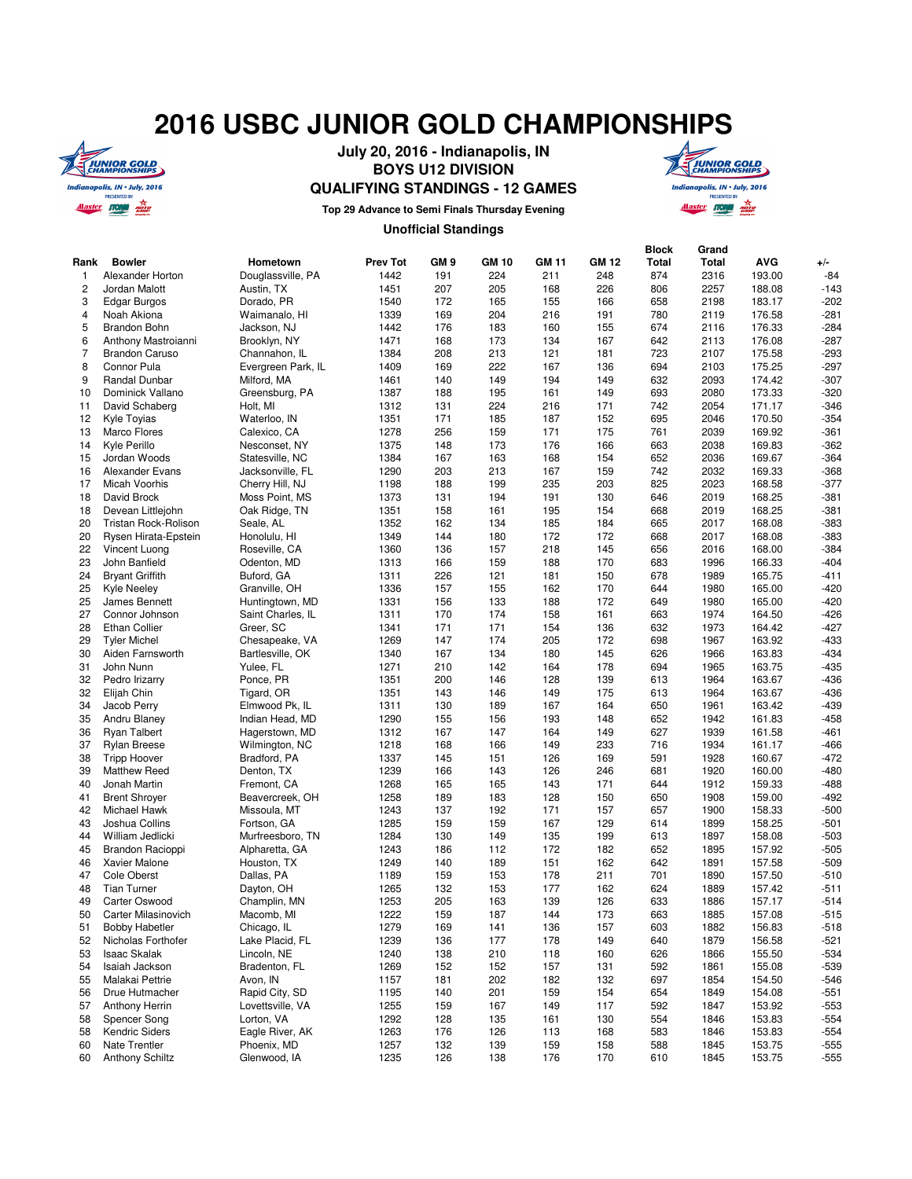# 2016 USBC JUNIOR GOLD CHAMPIONSHIPS

**July 20, 2016 - Indianapolis, IN**
**BOYS U12 DIVISION**
**QUALIFYING STANDINGS - 12 GAMES**

**Top 29 Advance to Semi Finals Thursday Evening**

**Unofficial Standings**

| Rank | Bowler | Hometown | Prev Tot | GM 9 | GM 10 | GM 11 | GM 12 | Block Total | Grand Total | AVG | +/- |
|---|---|---|---|---|---|---|---|---|---|---|---|
| 1 | Alexander Horton | Douglassville, PA | 1442 | 191 | 224 | 211 | 248 | 874 | 2316 | 193.00 | -84 |
| 2 | Jordan Malott | Austin, TX | 1451 | 207 | 205 | 168 | 226 | 806 | 2257 | 188.08 | -143 |
| 3 | Edgar Burgos | Dorado, PR | 1540 | 172 | 165 | 155 | 166 | 658 | 2198 | 183.17 | -202 |
| 4 | Noah Akiona | Waimanalo, HI | 1339 | 169 | 204 | 216 | 191 | 780 | 2119 | 176.58 | -281 |
| 5 | Brandon Bohn | Jackson, NJ | 1442 | 176 | 183 | 160 | 155 | 674 | 2116 | 176.33 | -284 |
| 6 | Anthony Mastroianni | Brooklyn, NY | 1471 | 168 | 173 | 134 | 167 | 642 | 2113 | 176.08 | -287 |
| 7 | Brandon Caruso | Channahon, IL | 1384 | 208 | 213 | 121 | 181 | 723 | 2107 | 175.58 | -293 |
| 8 | Connor Pula | Evergreen Park, IL | 1409 | 169 | 222 | 167 | 136 | 694 | 2103 | 175.25 | -297 |
| 9 | Randal Dunbar | Milford, MA | 1461 | 140 | 149 | 194 | 149 | 632 | 2093 | 174.42 | -307 |
| 10 | Dominick Vallano | Greensburg, PA | 1387 | 188 | 195 | 161 | 149 | 693 | 2080 | 173.33 | -320 |
| 11 | David Schaberg | Holt, MI | 1312 | 131 | 224 | 216 | 171 | 742 | 2054 | 171.17 | -346 |
| 12 | Kyle Toyias | Waterloo, IN | 1351 | 171 | 185 | 187 | 152 | 695 | 2046 | 170.50 | -354 |
| 13 | Marco Flores | Calexico, CA | 1278 | 256 | 159 | 171 | 175 | 761 | 2039 | 169.92 | -361 |
| 14 | Kyle Perillo | Nesconset, NY | 1375 | 148 | 173 | 176 | 166 | 663 | 2038 | 169.83 | -362 |
| 15 | Jordan Woods | Statesville, NC | 1384 | 167 | 163 | 168 | 154 | 652 | 2036 | 169.67 | -364 |
| 16 | Alexander Evans | Jacksonville, FL | 1290 | 203 | 213 | 167 | 159 | 742 | 2032 | 169.33 | -368 |
| 17 | Micah Voorhis | Cherry Hill, NJ | 1198 | 188 | 199 | 235 | 203 | 825 | 2023 | 168.58 | -377 |
| 18 | David Brock | Moss Point, MS | 1373 | 131 | 194 | 191 | 130 | 646 | 2019 | 168.25 | -381 |
| 18 | Devean Littlejohn | Oak Ridge, TN | 1351 | 158 | 161 | 195 | 154 | 668 | 2019 | 168.25 | -381 |
| 20 | Tristan Rock-Rolison | Seale, AL | 1352 | 162 | 134 | 185 | 184 | 665 | 2017 | 168.08 | -383 |
| 20 | Rysen Hirata-Epstein | Honolulu, HI | 1349 | 144 | 180 | 172 | 172 | 668 | 2017 | 168.08 | -383 |
| 22 | Vincent Luong | Roseville, CA | 1360 | 136 | 157 | 218 | 145 | 656 | 2016 | 168.00 | -384 |
| 23 | John Banfield | Odenton, MD | 1313 | 166 | 159 | 188 | 170 | 683 | 1996 | 166.33 | -404 |
| 24 | Bryant Griffith | Buford, GA | 1311 | 226 | 121 | 181 | 150 | 678 | 1989 | 165.75 | -411 |
| 25 | Kyle Neeley | Granville, OH | 1336 | 157 | 155 | 162 | 170 | 644 | 1980 | 165.00 | -420 |
| 25 | James Bennett | Huntingtown, MD | 1331 | 156 | 133 | 188 | 172 | 649 | 1980 | 165.00 | -420 |
| 27 | Connor Johnson | Saint Charles, IL | 1311 | 170 | 174 | 158 | 161 | 663 | 1974 | 164.50 | -426 |
| 28 | Ethan Collier | Greer, SC | 1341 | 171 | 171 | 154 | 136 | 632 | 1973 | 164.42 | -427 |
| 29 | Tyler Michel | Chesapeake, VA | 1269 | 147 | 174 | 205 | 172 | 698 | 1967 | 163.92 | -433 |
| 30 | Aiden Farnsworth | Bartlesville, OK | 1340 | 167 | 134 | 180 | 145 | 626 | 1966 | 163.83 | -434 |
| 31 | John Nunn | Yulee, FL | 1271 | 210 | 142 | 164 | 178 | 694 | 1965 | 163.75 | -435 |
| 32 | Pedro Irizarry | Ponce, PR | 1351 | 200 | 146 | 128 | 139 | 613 | 1964 | 163.67 | -436 |
| 32 | Elijah Chin | Tigard, OR | 1351 | 143 | 146 | 149 | 175 | 613 | 1964 | 163.67 | -436 |
| 34 | Jacob Perry | Elmwood Pk, IL | 1311 | 130 | 189 | 167 | 164 | 650 | 1961 | 163.42 | -439 |
| 35 | Andru Blaney | Indian Head, MD | 1290 | 155 | 156 | 193 | 148 | 652 | 1942 | 161.83 | -458 |
| 36 | Ryan Talbert | Hagerstown, MD | 1312 | 167 | 147 | 164 | 149 | 627 | 1939 | 161.58 | -461 |
| 37 | Rylan Breese | Wilmington, NC | 1218 | 168 | 166 | 149 | 233 | 716 | 1934 | 161.17 | -466 |
| 38 | Tripp Hoover | Bradford, PA | 1337 | 145 | 151 | 126 | 169 | 591 | 1928 | 160.67 | -472 |
| 39 | Matthew Reed | Denton, TX | 1239 | 166 | 143 | 126 | 246 | 681 | 1920 | 160.00 | -480 |
| 40 | Jonah Martin | Fremont, CA | 1268 | 165 | 165 | 143 | 171 | 644 | 1912 | 159.33 | -488 |
| 41 | Brent Shroyer | Beavercreek, OH | 1258 | 189 | 183 | 128 | 150 | 650 | 1908 | 159.00 | -492 |
| 42 | Michael Hawk | Missoula, MT | 1243 | 137 | 192 | 171 | 157 | 657 | 1900 | 158.33 | -500 |
| 43 | Joshua Collins | Fortson, GA | 1285 | 159 | 159 | 167 | 129 | 614 | 1899 | 158.25 | -501 |
| 44 | William Jedlicki | Murfreesboro, TN | 1284 | 130 | 149 | 135 | 199 | 613 | 1897 | 158.08 | -503 |
| 45 | Brandon Racioppi | Alpharetta, GA | 1243 | 186 | 112 | 172 | 182 | 652 | 1895 | 157.92 | -505 |
| 46 | Xavier Malone | Houston, TX | 1249 | 140 | 189 | 151 | 162 | 642 | 1891 | 157.58 | -509 |
| 47 | Cole Oberst | Dallas, PA | 1189 | 159 | 153 | 178 | 211 | 701 | 1890 | 157.50 | -510 |
| 48 | Tian Turner | Dayton, OH | 1265 | 132 | 153 | 177 | 162 | 624 | 1889 | 157.42 | -511 |
| 49 | Carter Oswood | Champlin, MN | 1253 | 205 | 163 | 139 | 126 | 633 | 1886 | 157.17 | -514 |
| 50 | Carter Milasinovich | Macomb, MI | 1222 | 159 | 187 | 144 | 173 | 663 | 1885 | 157.08 | -515 |
| 51 | Bobby Habetler | Chicago, IL | 1279 | 169 | 141 | 136 | 157 | 603 | 1882 | 156.83 | -518 |
| 52 | Nicholas Forthofer | Lake Placid, FL | 1239 | 136 | 177 | 178 | 149 | 640 | 1879 | 156.58 | -521 |
| 53 | Isaac Skalak | Lincoln, NE | 1240 | 138 | 210 | 118 | 160 | 626 | 1866 | 155.50 | -534 |
| 54 | Isaiah Jackson | Bradenton, FL | 1269 | 152 | 152 | 157 | 131 | 592 | 1861 | 155.08 | -539 |
| 55 | Malakai Pettrie | Avon, IN | 1157 | 181 | 202 | 182 | 132 | 697 | 1854 | 154.50 | -546 |
| 56 | Drue Hutmacher | Rapid City, SD | 1195 | 140 | 201 | 159 | 154 | 654 | 1849 | 154.08 | -551 |
| 57 | Anthony Herrin | Lovettsville, VA | 1255 | 159 | 167 | 149 | 117 | 592 | 1847 | 153.92 | -553 |
| 58 | Spencer Song | Lorton, VA | 1292 | 128 | 135 | 161 | 130 | 554 | 1846 | 153.83 | -554 |
| 58 | Kendric Siders | Eagle River, AK | 1263 | 176 | 126 | 113 | 168 | 583 | 1846 | 153.83 | -554 |
| 60 | Nate Trentler | Phoenix, MD | 1257 | 132 | 139 | 159 | 158 | 588 | 1845 | 153.75 | -555 |
| 60 | Anthony Schiltz | Glenwood, IA | 1235 | 126 | 138 | 176 | 170 | 610 | 1845 | 153.75 | -555 |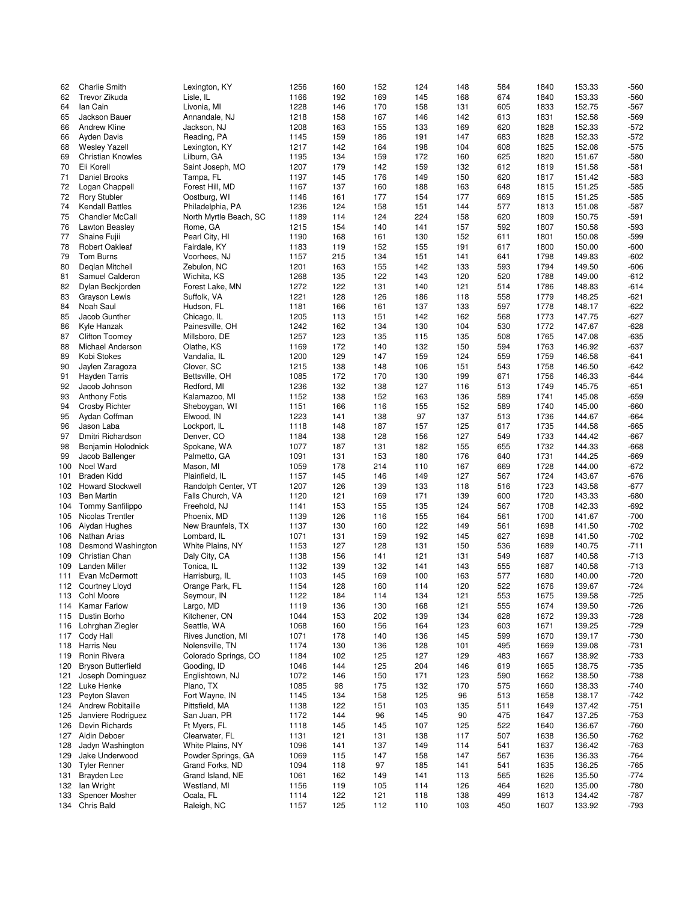| | | | | | | | | | | | |
|---|---|---|---|---|---|---|---|---|---|---|---|
| 62 | Charlie Smith | Lexington, KY | 1256 | 160 | 152 | 124 | 148 | 584 | 1840 | 153.33 | -560 |
| 62 | Trevor Zikuda | Lisle, IL | 1166 | 192 | 169 | 145 | 168 | 674 | 1840 | 153.33 | -560 |
| 64 | Ian Cain | Livonia, MI | 1228 | 146 | 170 | 158 | 131 | 605 | 1833 | 152.75 | -567 |
| 65 | Jackson Bauer | Annandale, NJ | 1218 | 158 | 167 | 146 | 142 | 613 | 1831 | 152.58 | -569 |
| 66 | Andrew Kline | Jackson, NJ | 1208 | 163 | 155 | 133 | 169 | 620 | 1828 | 152.33 | -572 |
| 66 | Ayden Davis | Reading, PA | 1145 | 159 | 186 | 191 | 147 | 683 | 1828 | 152.33 | -572 |
| 68 | Wesley Yazell | Lexington, KY | 1217 | 142 | 164 | 198 | 104 | 608 | 1825 | 152.08 | -575 |
| 69 | Christian Knowles | Lilburn, GA | 1195 | 134 | 159 | 172 | 160 | 625 | 1820 | 151.67 | -580 |
| 70 | Eli Korell | Saint Joseph, MO | 1207 | 179 | 142 | 159 | 132 | 612 | 1819 | 151.58 | -581 |
| 71 | Daniel Brooks | Tampa, FL | 1197 | 145 | 176 | 149 | 150 | 620 | 1817 | 151.42 | -583 |
| 72 | Logan Chappell | Forest Hill, MD | 1167 | 137 | 160 | 188 | 163 | 648 | 1815 | 151.25 | -585 |
| 72 | Rory Stubler | Oostburg, WI | 1146 | 161 | 177 | 154 | 177 | 669 | 1815 | 151.25 | -585 |
| 74 | Kendall Battles | Philadelphia, PA | 1236 | 124 | 158 | 151 | 144 | 577 | 1813 | 151.08 | -587 |
| 75 | Chandler McCall | North Myrtle Beach, SC | 1189 | 114 | 124 | 224 | 158 | 620 | 1809 | 150.75 | -591 |
| 76 | Lawton Beasley | Rome, GA | 1215 | 154 | 140 | 141 | 157 | 592 | 1807 | 150.58 | -593 |
| 77 | Shaine Fujii | Pearl City, HI | 1190 | 168 | 161 | 130 | 152 | 611 | 1801 | 150.08 | -599 |
| 78 | Robert Oakleaf | Fairdale, KY | 1183 | 119 | 152 | 155 | 191 | 617 | 1800 | 150.00 | -600 |
| 79 | Tom Burns | Voorhees, NJ | 1157 | 215 | 134 | 151 | 141 | 641 | 1798 | 149.83 | -602 |
| 80 | Deqlan Mitchell | Zebulon, NC | 1201 | 163 | 155 | 142 | 133 | 593 | 1794 | 149.50 | -606 |
| 81 | Samuel Calderon | Wichita, KS | 1268 | 135 | 122 | 143 | 120 | 520 | 1788 | 149.00 | -612 |
| 82 | Dylan Beckjorden | Forest Lake, MN | 1272 | 122 | 131 | 140 | 121 | 514 | 1786 | 148.83 | -614 |
| 83 | Grayson Lewis | Suffolk, VA | 1221 | 128 | 126 | 186 | 118 | 558 | 1779 | 148.25 | -621 |
| 84 | Noah Saul | Hudson, FL | 1181 | 166 | 161 | 137 | 133 | 597 | 1778 | 148.17 | -622 |
| 85 | Jacob Gunther | Chicago, IL | 1205 | 113 | 151 | 142 | 162 | 568 | 1773 | 147.75 | -627 |
| 86 | Kyle Hanzak | Painesville, OH | 1242 | 162 | 134 | 130 | 104 | 530 | 1772 | 147.67 | -628 |
| 87 | Clifton Toomey | Millsboro, DE | 1257 | 123 | 135 | 115 | 135 | 508 | 1765 | 147.08 | -635 |
| 88 | Michael Anderson | Olathe, KS | 1169 | 172 | 140 | 132 | 150 | 594 | 1763 | 146.92 | -637 |
| 89 | Kobi Stokes | Vandalia, IL | 1200 | 129 | 147 | 159 | 124 | 559 | 1759 | 146.58 | -641 |
| 90 | Jaylen Zaragoza | Clover, SC | 1215 | 138 | 148 | 106 | 151 | 543 | 1758 | 146.50 | -642 |
| 91 | Hayden Tarris | Bettsville, OH | 1085 | 172 | 170 | 130 | 199 | 671 | 1756 | 146.33 | -644 |
| 92 | Jacob Johnson | Redford, MI | 1236 | 132 | 138 | 127 | 116 | 513 | 1749 | 145.75 | -651 |
| 93 | Anthony Fotis | Kalamazoo, MI | 1152 | 138 | 152 | 163 | 136 | 589 | 1741 | 145.08 | -659 |
| 94 | Crosby Richter | Sheboygan, WI | 1151 | 166 | 116 | 155 | 152 | 589 | 1740 | 145.00 | -660 |
| 95 | Aydan Coffman | Elwood, IN | 1223 | 141 | 138 | 97 | 137 | 513 | 1736 | 144.67 | -664 |
| 96 | Jason Laba | Lockport, IL | 1118 | 148 | 187 | 157 | 125 | 617 | 1735 | 144.58 | -665 |
| 97 | Dmitri Richardson | Denver, CO | 1184 | 138 | 128 | 156 | 127 | 549 | 1733 | 144.42 | -667 |
| 98 | Benjamin Holodnick | Spokane, WA | 1077 | 187 | 131 | 182 | 155 | 655 | 1732 | 144.33 | -668 |
| 99 | Jacob Ballenger | Palmetto, GA | 1091 | 131 | 153 | 180 | 176 | 640 | 1731 | 144.25 | -669 |
| 100 | Noel Ward | Mason, MI | 1059 | 178 | 214 | 110 | 167 | 669 | 1728 | 144.00 | -672 |
| 101 | Braden Kidd | Plainfield, IL | 1157 | 145 | 146 | 149 | 127 | 567 | 1724 | 143.67 | -676 |
| 102 | Howard Stockwell | Randolph Center, VT | 1207 | 126 | 139 | 133 | 118 | 516 | 1723 | 143.58 | -677 |
| 103 | Ben Martin | Falls Church, VA | 1120 | 121 | 169 | 171 | 139 | 600 | 1720 | 143.33 | -680 |
| 104 | Tommy Sanfilippo | Freehold, NJ | 1141 | 153 | 155 | 135 | 124 | 567 | 1708 | 142.33 | -692 |
| 105 | Nicolas Trentler | Phoenix, MD | 1139 | 126 | 116 | 155 | 164 | 561 | 1700 | 141.67 | -700 |
| 106 | Aiydan Hughes | New Braunfels, TX | 1137 | 130 | 160 | 122 | 149 | 561 | 1698 | 141.50 | -702 |
| 106 | Nathan Arias | Lombard, IL | 1071 | 131 | 159 | 192 | 145 | 627 | 1698 | 141.50 | -702 |
| 108 | Desmond Washington | White Plains, NY | 1153 | 127 | 128 | 131 | 150 | 536 | 1689 | 140.75 | -711 |
| 109 | Christian Chan | Daly City, CA | 1138 | 156 | 141 | 121 | 131 | 549 | 1687 | 140.58 | -713 |
| 109 | Landen Miller | Tonica, IL | 1132 | 139 | 132 | 141 | 143 | 555 | 1687 | 140.58 | -713 |
| 111 | Evan McDermott | Harrisburg, IL | 1103 | 145 | 169 | 100 | 163 | 577 | 1680 | 140.00 | -720 |
| 112 | Courtney Lloyd | Orange Park, FL | 1154 | 128 | 160 | 114 | 120 | 522 | 1676 | 139.67 | -724 |
| 113 | Cohl Moore | Seymour, IN | 1122 | 184 | 114 | 134 | 121 | 553 | 1675 | 139.58 | -725 |
| 114 | Kamar Farlow | Largo, MD | 1119 | 136 | 130 | 168 | 121 | 555 | 1674 | 139.50 | -726 |
| 115 | Dustin Borho | Kitchener, ON | 1044 | 153 | 202 | 139 | 134 | 628 | 1672 | 139.33 | -728 |
| 116 | Lohrghan Ziegler | Seattle, WA | 1068 | 160 | 156 | 164 | 123 | 603 | 1671 | 139.25 | -729 |
| 117 | Cody Hall | Rives Junction, MI | 1071 | 178 | 140 | 136 | 145 | 599 | 1670 | 139.17 | -730 |
| 118 | Harris Neu | Nolensville, TN | 1174 | 130 | 136 | 128 | 101 | 495 | 1669 | 139.08 | -731 |
| 119 | Ronin Rivera | Colorado Springs, CO | 1184 | 102 | 125 | 127 | 129 | 483 | 1667 | 138.92 | -733 |
| 120 | Bryson Butterfield | Gooding, ID | 1046 | 144 | 125 | 204 | 146 | 619 | 1665 | 138.75 | -735 |
| 121 | Joseph Dominguez | Englishtown, NJ | 1072 | 146 | 150 | 171 | 123 | 590 | 1662 | 138.50 | -738 |
| 122 | Luke Henke | Plano, TX | 1085 | 98 | 175 | 132 | 170 | 575 | 1660 | 138.33 | -740 |
| 123 | Peyton Slaven | Fort Wayne, IN | 1145 | 134 | 158 | 125 | 96 | 513 | 1658 | 138.17 | -742 |
| 124 | Andrew Robitaille | Pittsfield, MA | 1138 | 122 | 151 | 103 | 135 | 511 | 1649 | 137.42 | -751 |
| 125 | Janviere Rodriguez | San Juan, PR | 1172 | 144 | 96 | 145 | 90 | 475 | 1647 | 137.25 | -753 |
| 126 | Devin Richards | Ft Myers, FL | 1118 | 145 | 145 | 107 | 125 | 522 | 1640 | 136.67 | -760 |
| 127 | Aidin Deboer | Clearwater, FL | 1131 | 121 | 131 | 138 | 117 | 507 | 1638 | 136.50 | -762 |
| 128 | Jadyn Washington | White Plains, NY | 1096 | 141 | 137 | 149 | 114 | 541 | 1637 | 136.42 | -763 |
| 129 | Jake Underwood | Powder Springs, GA | 1069 | 115 | 147 | 158 | 147 | 567 | 1636 | 136.33 | -764 |
| 130 | Tyler Renner | Grand Forks, ND | 1094 | 118 | 97 | 185 | 141 | 541 | 1635 | 136.25 | -765 |
| 131 | Brayden Lee | Grand Island, NE | 1061 | 162 | 149 | 141 | 113 | 565 | 1626 | 135.50 | -774 |
| 132 | Ian Wright | Westland, MI | 1156 | 119 | 105 | 114 | 126 | 464 | 1620 | 135.00 | -780 |
| 133 | Spencer Mosher | Ocala, FL | 1114 | 122 | 121 | 118 | 138 | 499 | 1613 | 134.42 | -787 |
| 134 | Chris Bald | Raleigh, NC | 1157 | 125 | 112 | 110 | 103 | 450 | 1607 | 133.92 | -793 |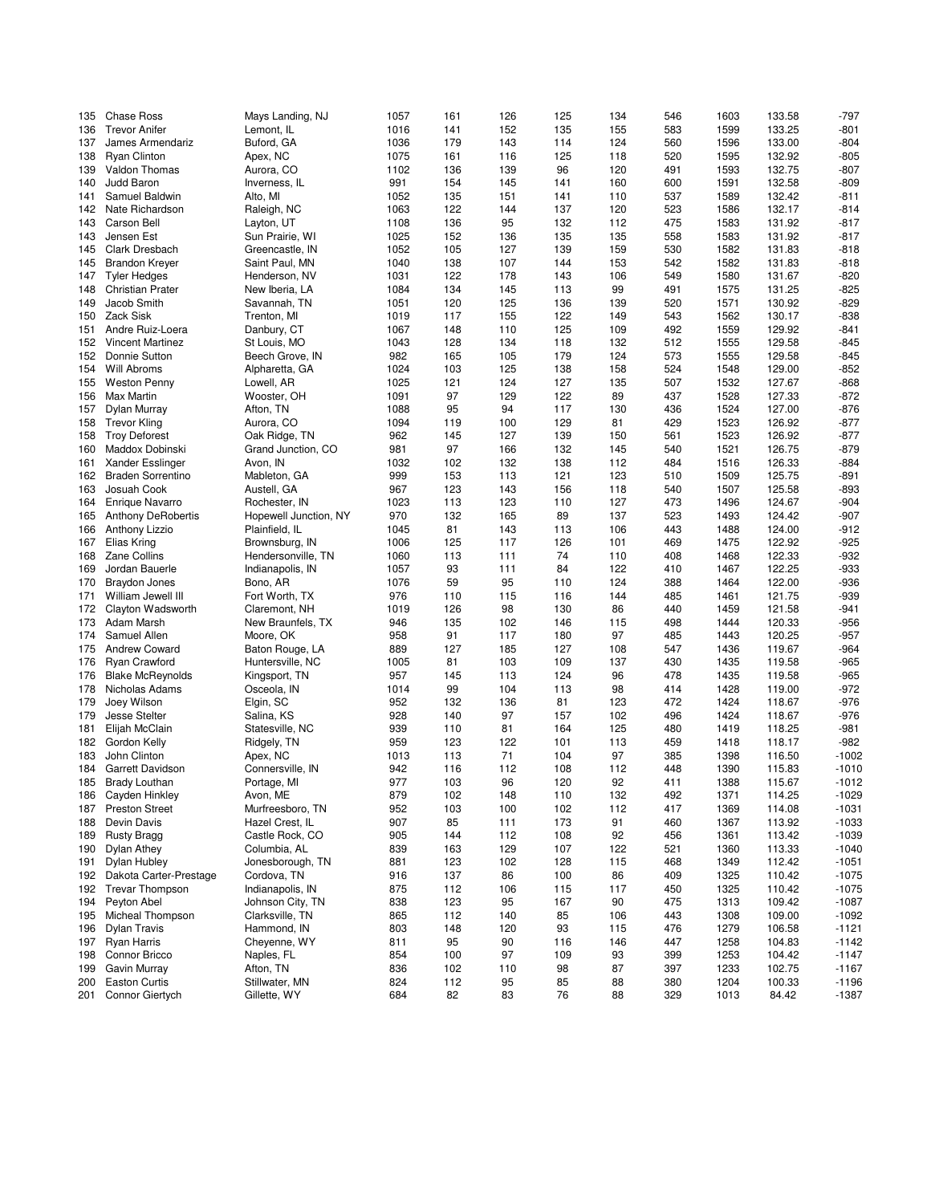| | | | | | | | | | | | |
|---|---|---|---|---|---|---|---|---|---|---|---|
| 135 | Chase Ross | Mays Landing, NJ | 1057 | 161 | 126 | 125 | 134 | 546 | 1603 | 133.58 | -797 |
| 136 | Trevor Anifer | Lemont, IL | 1016 | 141 | 152 | 135 | 155 | 583 | 1599 | 133.25 | -801 |
| 137 | James Armendariz | Buford, GA | 1036 | 179 | 143 | 114 | 124 | 560 | 1596 | 133.00 | -804 |
| 138 | Ryan Clinton | Apex, NC | 1075 | 161 | 116 | 125 | 118 | 520 | 1595 | 132.92 | -805 |
| 139 | Valdon Thomas | Aurora, CO | 1102 | 136 | 139 | 96 | 120 | 491 | 1593 | 132.75 | -807 |
| 140 | Judd Baron | Inverness, IL | 991 | 154 | 145 | 141 | 160 | 600 | 1591 | 132.58 | -809 |
| 141 | Samuel Baldwin | Alto, MI | 1052 | 135 | 151 | 141 | 110 | 537 | 1589 | 132.42 | -811 |
| 142 | Nate Richardson | Raleigh, NC | 1063 | 122 | 144 | 137 | 120 | 523 | 1586 | 132.17 | -814 |
| 143 | Carson Bell | Layton, UT | 1108 | 136 | 95 | 132 | 112 | 475 | 1583 | 131.92 | -817 |
| 143 | Jensen Est | Sun Prairie, WI | 1025 | 152 | 136 | 135 | 135 | 558 | 1583 | 131.92 | -817 |
| 145 | Clark Dresbach | Greencastle, IN | 1052 | 105 | 127 | 139 | 159 | 530 | 1582 | 131.83 | -818 |
| 145 | Brandon Kreyer | Saint Paul, MN | 1040 | 138 | 107 | 144 | 153 | 542 | 1582 | 131.83 | -818 |
| 147 | Tyler Hedges | Henderson, NV | 1031 | 122 | 178 | 143 | 106 | 549 | 1580 | 131.67 | -820 |
| 148 | Christian Prater | New Iberia, LA | 1084 | 134 | 145 | 113 | 99 | 491 | 1575 | 131.25 | -825 |
| 149 | Jacob Smith | Savannah, TN | 1051 | 120 | 125 | 136 | 139 | 520 | 1571 | 130.92 | -829 |
| 150 | Zack Sisk | Trenton, MI | 1019 | 117 | 155 | 122 | 149 | 543 | 1562 | 130.17 | -838 |
| 151 | Andre Ruiz-Loera | Danbury, CT | 1067 | 148 | 110 | 125 | 109 | 492 | 1559 | 129.92 | -841 |
| 152 | Vincent Martinez | St Louis, MO | 1043 | 128 | 134 | 118 | 132 | 512 | 1555 | 129.58 | -845 |
| 152 | Donnie Sutton | Beech Grove, IN | 982 | 165 | 105 | 179 | 124 | 573 | 1555 | 129.58 | -845 |
| 154 | Will Abroms | Alpharetta, GA | 1024 | 103 | 125 | 138 | 158 | 524 | 1548 | 129.00 | -852 |
| 155 | Weston Penny | Lowell, AR | 1025 | 121 | 124 | 127 | 135 | 507 | 1532 | 127.67 | -868 |
| 156 | Max Martin | Wooster, OH | 1091 | 97 | 129 | 122 | 89 | 437 | 1528 | 127.33 | -872 |
| 157 | Dylan Murray | Afton, TN | 1088 | 95 | 94 | 117 | 130 | 436 | 1524 | 127.00 | -876 |
| 158 | Trevor Kling | Aurora, CO | 1094 | 119 | 100 | 129 | 81 | 429 | 1523 | 126.92 | -877 |
| 158 | Troy Deforest | Oak Ridge, TN | 962 | 145 | 127 | 139 | 150 | 561 | 1523 | 126.92 | -877 |
| 160 | Maddox Dobinski | Grand Junction, CO | 981 | 97 | 166 | 132 | 145 | 540 | 1521 | 126.75 | -879 |
| 161 | Xander Esslinger | Avon, IN | 1032 | 102 | 132 | 138 | 112 | 484 | 1516 | 126.33 | -884 |
| 162 | Braden Sorrentino | Mableton, GA | 999 | 153 | 113 | 121 | 123 | 510 | 1509 | 125.75 | -891 |
| 163 | Josuah Cook | Austell, GA | 967 | 123 | 143 | 156 | 118 | 540 | 1507 | 125.58 | -893 |
| 164 | Enrique Navarro | Rochester, IN | 1023 | 113 | 123 | 110 | 127 | 473 | 1496 | 124.67 | -904 |
| 165 | Anthony DeRobertis | Hopewell Junction, NY | 970 | 132 | 165 | 89 | 137 | 523 | 1493 | 124.42 | -907 |
| 166 | Anthony Lizzio | Plainfield, IL | 1045 | 81 | 143 | 113 | 106 | 443 | 1488 | 124.00 | -912 |
| 167 | Elias Kring | Brownsburg, IN | 1006 | 125 | 117 | 126 | 101 | 469 | 1475 | 122.92 | -925 |
| 168 | Zane Collins | Hendersonville, TN | 1060 | 113 | 111 | 74 | 110 | 408 | 1468 | 122.33 | -932 |
| 169 | Jordan Bauerle | Indianapolis, IN | 1057 | 93 | 111 | 84 | 122 | 410 | 1467 | 122.25 | -933 |
| 170 | Braydon Jones | Bono, AR | 1076 | 59 | 95 | 110 | 124 | 388 | 1464 | 122.00 | -936 |
| 171 | William Jewell III | Fort Worth, TX | 976 | 110 | 115 | 116 | 144 | 485 | 1461 | 121.75 | -939 |
| 172 | Clayton Wadsworth | Claremont, NH | 1019 | 126 | 98 | 130 | 86 | 440 | 1459 | 121.58 | -941 |
| 173 | Adam Marsh | New Braunfels, TX | 946 | 135 | 102 | 146 | 115 | 498 | 1444 | 120.33 | -956 |
| 174 | Samuel Allen | Moore, OK | 958 | 91 | 117 | 180 | 97 | 485 | 1443 | 120.25 | -957 |
| 175 | Andrew Coward | Baton Rouge, LA | 889 | 127 | 185 | 127 | 108 | 547 | 1436 | 119.67 | -964 |
| 176 | Ryan Crawford | Huntersville, NC | 1005 | 81 | 103 | 109 | 137 | 430 | 1435 | 119.58 | -965 |
| 176 | Blake McReynolds | Kingsport, TN | 957 | 145 | 113 | 124 | 96 | 478 | 1435 | 119.58 | -965 |
| 178 | Nicholas Adams | Osceola, IN | 1014 | 99 | 104 | 113 | 98 | 414 | 1428 | 119.00 | -972 |
| 179 | Joey Wilson | Elgin, SC | 952 | 132 | 136 | 81 | 123 | 472 | 1424 | 118.67 | -976 |
| 179 | Jesse Stelter | Salina, KS | 928 | 140 | 97 | 157 | 102 | 496 | 1424 | 118.67 | -976 |
| 181 | Elijah McClain | Statesville, NC | 939 | 110 | 81 | 164 | 125 | 480 | 1419 | 118.25 | -981 |
| 182 | Gordon Kelly | Ridgely, TN | 959 | 123 | 122 | 101 | 113 | 459 | 1418 | 118.17 | -982 |
| 183 | John Clinton | Apex, NC | 1013 | 113 | 71 | 104 | 97 | 385 | 1398 | 116.50 | -1002 |
| 184 | Garrett Davidson | Connersville, IN | 942 | 116 | 112 | 108 | 112 | 448 | 1390 | 115.83 | -1010 |
| 185 | Brady Louthan | Portage, MI | 977 | 103 | 96 | 120 | 92 | 411 | 1388 | 115.67 | -1012 |
| 186 | Cayden Hinkley | Avon, ME | 879 | 102 | 148 | 110 | 132 | 492 | 1371 | 114.25 | -1029 |
| 187 | Preston Street | Murfreesboro, TN | 952 | 103 | 100 | 102 | 112 | 417 | 1369 | 114.08 | -1031 |
| 188 | Devin Davis | Hazel Crest, IL | 907 | 85 | 111 | 173 | 91 | 460 | 1367 | 113.92 | -1033 |
| 189 | Rusty Bragg | Castle Rock, CO | 905 | 144 | 112 | 108 | 92 | 456 | 1361 | 113.42 | -1039 |
| 190 | Dylan Athey | Columbia, AL | 839 | 163 | 129 | 107 | 122 | 521 | 1360 | 113.33 | -1040 |
| 191 | Dylan Hubley | Jonesborough, TN | 881 | 123 | 102 | 128 | 115 | 468 | 1349 | 112.42 | -1051 |
| 192 | Dakota Carter-Prestage | Cordova, TN | 916 | 137 | 86 | 100 | 86 | 409 | 1325 | 110.42 | -1075 |
| 192 | Trevar Thompson | Indianapolis, IN | 875 | 112 | 106 | 115 | 117 | 450 | 1325 | 110.42 | -1075 |
| 194 | Peyton Abel | Johnson City, TN | 838 | 123 | 95 | 167 | 90 | 475 | 1313 | 109.42 | -1087 |
| 195 | Micheal Thompson | Clarksville, TN | 865 | 112 | 140 | 85 | 106 | 443 | 1308 | 109.00 | -1092 |
| 196 | Dylan Travis | Hammond, IN | 803 | 148 | 120 | 93 | 115 | 476 | 1279 | 106.58 | -1121 |
| 197 | Ryan Harris | Cheyenne, WY | 811 | 95 | 90 | 116 | 146 | 447 | 1258 | 104.83 | -1142 |
| 198 | Connor Bricco | Naples, FL | 854 | 100 | 97 | 109 | 93 | 399 | 1253 | 104.42 | -1147 |
| 199 | Gavin Murray | Afton, TN | 836 | 102 | 110 | 98 | 87 | 397 | 1233 | 102.75 | -1167 |
| 200 | Easton Curtis | Stillwater, MN | 824 | 112 | 95 | 85 | 88 | 380 | 1204 | 100.33 | -1196 |
| 201 | Connor Giertych | Gillette, WY | 684 | 82 | 83 | 76 | 88 | 329 | 1013 | 84.42 | -1387 |